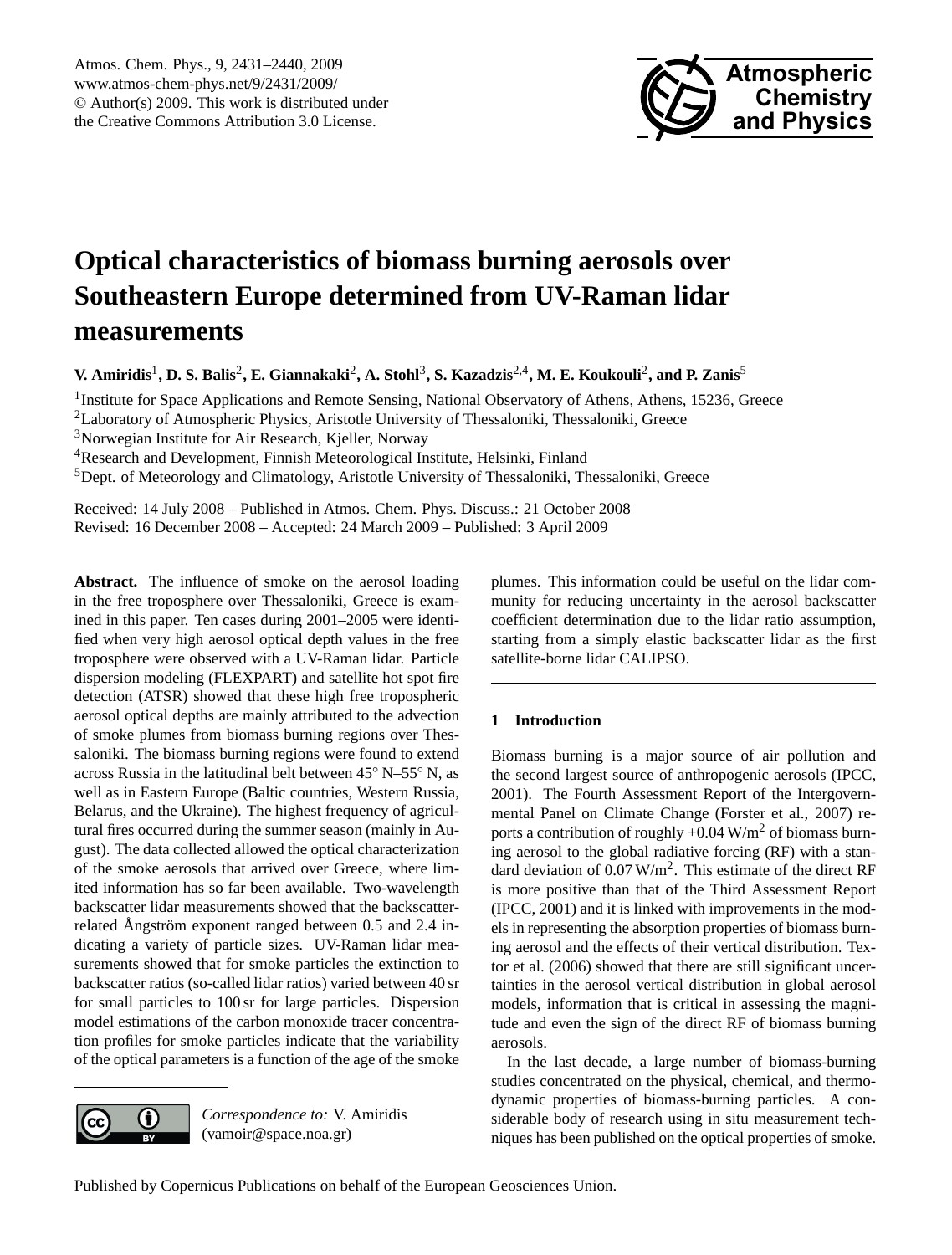# Optical characteristics of biomass burning aerosols over Southeastern Europe determined from UV-Raman lidar measurements

**V. Amiridis**[1], **D. S. Balis**[2], **E. Giannakaki**[2], **A. Stohl**[3], **S. Kazadzis**[2,4], **M. E. Koukouli**[2], **and P. Zanis**[5]

[1]Institute for Space Applications and Remote Sensing, National Observatory of Athens, Athens, 15236, Greece
[2]Laboratory of Atmospheric Physics, Aristotle University of Thessaloniki, Thessaloniki, Greece
[3]Norwegian Institute for Air Research, Kjeller, Norway
[4]Research and Development, Finnish Meteorological Institute, Helsinki, Finland
[5]Dept. of Meteorology and Climatology, Aristotle University of Thessaloniki, Thessaloniki, Greece

Received: 14 July 2008 – Published in Atmos. Chem. Phys. Discuss.: 21 October 2008
Revised: 16 December 2008 – Accepted: 24 March 2009 – Published: 3 April 2009

**Abstract.** The influence of smoke on the aerosol loading in the free troposphere over Thessaloniki, Greece is examined in this paper. Ten cases during 2001–2005 were identified when very high aerosol optical depth values in the free troposphere were observed with a UV-Raman lidar. Particle dispersion modeling (FLEXPART) and satellite hot spot fire detection (ATSR) showed that these high free tropospheric aerosol optical depths are mainly attributed to the advection of smoke plumes from biomass burning regions over Thessaloniki. The biomass burning regions were found to extend across Russia in the latitudinal belt between 45° N–55° N, as well as in Eastern Europe (Baltic countries, Western Russia, Belarus, and the Ukraine). The highest frequency of agricultural fires occurred during the summer season (mainly in August). The data collected allowed the optical characterization of the smoke aerosols that arrived over Greece, where limited information has so far been available. Two-wavelength backscatter lidar measurements showed that the backscatter-related Ångström exponent ranged between 0.5 and 2.4 indicating a variety of particle sizes. UV-Raman lidar measurements showed that for smoke particles the extinction to backscatter ratios (so-called lidar ratios) varied between 40 sr for small particles to 100 sr for large particles. Dispersion model estimations of the carbon monoxide tracer concentration profiles for smoke particles indicate that the variability of the optical parameters is a function of the age of the smoke plumes. This information could be useful on the lidar community for reducing uncertainty in the aerosol backscatter coefficient determination due to the lidar ratio assumption, starting from a simply elastic backscatter lidar as the first satellite-borne lidar CALIPSO.

## 1 Introduction

Biomass burning is a major source of air pollution and the second largest source of anthropogenic aerosols (IPCC, 2001). The Fourth Assessment Report of the Intergovernmental Panel on Climate Change (Forster et al., 2007) reports a contribution of roughly +0.04 $W/m^2$ of biomass burning aerosol to the global radiative forcing (RF) with a standard deviation of 0.07 $W/m^2$. This estimate of the direct RF is more positive than that of the Third Assessment Report (IPCC, 2001) and it is linked with improvements in the models in representing the absorption properties of biomass burning aerosol and the effects of their vertical distribution. Textor et al. (2006) showed that there are still significant uncertainties in the aerosol vertical distribution in global aerosol models, information that is critical in assessing the magnitude and even the sign of the direct RF of biomass burning aerosols.

In the last decade, a large number of biomass-burning studies concentrated on the physical, chemical, and thermodynamic properties of biomass-burning particles. A considerable body of research using in situ measurement techniques has been published on the optical properties of smoke.

*Correspondence to:* V. Amiridis
(vamoir@space.noa.gr)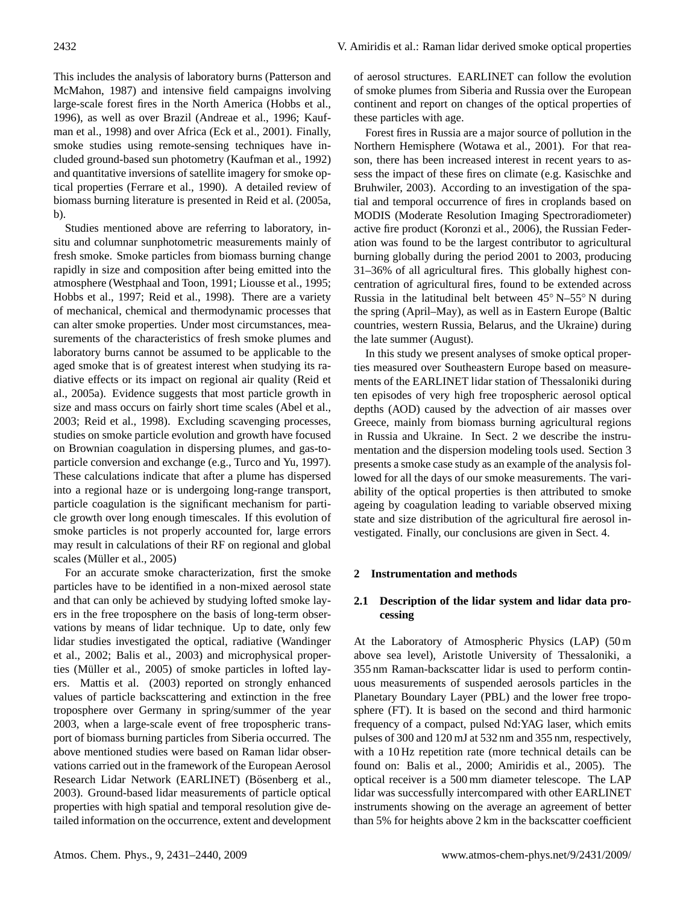This includes the analysis of laboratory burns (Patterson and McMahon, 1987) and intensive field campaigns involving large-scale forest fires in the North America (Hobbs et al., 1996), as well as over Brazil (Andreae et al., 1996; Kaufman et al., 1998) and over Africa (Eck et al., 2001). Finally, smoke studies using remote-sensing techniques have included ground-based sun photometry (Kaufman et al., 1992) and quantitative inversions of satellite imagery for smoke optical properties (Ferrare et al., 1990). A detailed review of biomass burning literature is presented in Reid et al. (2005a, b).

Studies mentioned above are referring to laboratory, insitu and columnar sunphotometric measurements mainly of fresh smoke. Smoke particles from biomass burning change rapidly in size and composition after being emitted into the atmosphere (Westphaal and Toon, 1991; Liousse et al., 1995; Hobbs et al., 1997; Reid et al., 1998). There are a variety of mechanical, chemical and thermodynamic processes that can alter smoke properties. Under most circumstances, measurements of the characteristics of fresh smoke plumes and laboratory burns cannot be assumed to be applicable to the aged smoke that is of greatest interest when studying its radiative effects or its impact on regional air quality (Reid et al., 2005a). Evidence suggests that most particle growth in size and mass occurs on fairly short time scales (Abel et al., 2003; Reid et al., 1998). Excluding scavenging processes, studies on smoke particle evolution and growth have focused on Brownian coagulation in dispersing plumes, and gas-to-particle conversion and exchange (e.g., Turco and Yu, 1997). These calculations indicate that after a plume has dispersed into a regional haze or is undergoing long-range transport, particle coagulation is the significant mechanism for particle growth over long enough timescales. If this evolution of smoke particles is not properly accounted for, large errors may result in calculations of their RF on regional and global scales (Müller et al., 2005)

For an accurate smoke characterization, first the smoke particles have to be identified in a non-mixed aerosol state and that can only be achieved by studying lofted smoke layers in the free troposphere on the basis of long-term observations by means of lidar technique. Up to date, only few lidar studies investigated the optical, radiative (Wandinger et al., 2002; Balis et al., 2003) and microphysical properties (Müller et al., 2005) of smoke particles in lofted layers. Mattis et al. (2003) reported on strongly enhanced values of particle backscattering and extinction in the free troposphere over Germany in spring/summer of the year 2003, when a large-scale event of free tropospheric transport of biomass burning particles from Siberia occurred. The above mentioned studies were based on Raman lidar observations carried out in the framework of the European Aerosol Research Lidar Network (EARLINET) (Bösenberg et al., 2003). Ground-based lidar measurements of particle optical properties with high spatial and temporal resolution give detailed information on the occurrence, extent and development of aerosol structures. EARLINET can follow the evolution of smoke plumes from Siberia and Russia over the European continent and report on changes of the optical properties of these particles with age.

Forest fires in Russia are a major source of pollution in the Northern Hemisphere (Wotawa et al., 2001). For that reason, there has been increased interest in recent years to assess the impact of these fires on climate (e.g. Kasischke and Bruhwiler, 2003). According to an investigation of the spatial and temporal occurrence of fires in croplands based on MODIS (Moderate Resolution Imaging Spectroradiometer) active fire product (Koronzi et al., 2006), the Russian Federation was found to be the largest contributor to agricultural burning globally during the period 2001 to 2003, producing 31–36% of all agricultural fires. This globally highest concentration of agricultural fires, found to be extended across Russia in the latitudinal belt between 45° N–55° N during the spring (April–May), as well as in Eastern Europe (Baltic countries, western Russia, Belarus, and the Ukraine) during the late summer (August).

In this study we present analyses of smoke optical properties measured over Southeastern Europe based on measurements of the EARLINET lidar station of Thessaloniki during ten episodes of very high free tropospheric aerosol optical depths (AOD) caused by the advection of air masses over Greece, mainly from biomass burning agricultural regions in Russia and Ukraine. In Sect. 2 we describe the instrumentation and the dispersion modeling tools used. Section 3 presents a smoke case study as an example of the analysis followed for all the days of our smoke measurements. The variability of the optical properties is then attributed to smoke ageing by coagulation leading to variable observed mixing state and size distribution of the agricultural fire aerosol investigated. Finally, our conclusions are given in Sect. 4.

## 2 Instrumentation and methods

### 2.1 Description of the lidar system and lidar data processing

At the Laboratory of Atmospheric Physics (LAP) (50 m above sea level), Aristotle University of Thessaloniki, a 355 nm Raman-backscatter lidar is used to perform continuous measurements of suspended aerosols particles in the Planetary Boundary Layer (PBL) and the lower free troposphere (FT). It is based on the second and third harmonic frequency of a compact, pulsed Nd:YAG laser, which emits pulses of 300 and 120 mJ at 532 nm and 355 nm, respectively, with a 10 Hz repetition rate (more technical details can be found on: Balis et al., 2000; Amiridis et al., 2005). The optical receiver is a 500 mm diameter telescope. The LAP lidar was successfully intercompared with other EARLINET instruments showing on the average an agreement of better than 5% for heights above 2 km in the backscatter coefficient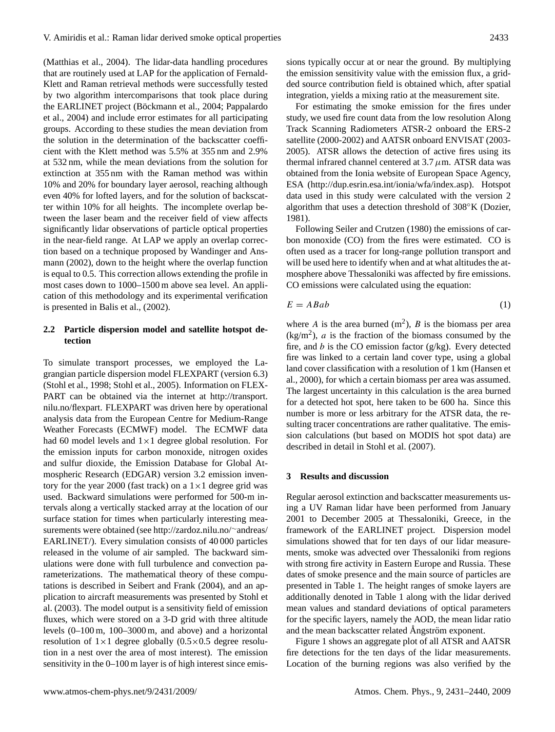(Matthias et al., 2004). The lidar-data handling procedures that are routinely used at LAP for the application of Fernald-Klett and Raman retrieval methods were successfully tested by two algorithm intercomparisons that took place during the EARLINET project (Böckmann et al., 2004; Pappalardo et al., 2004) and include error estimates for all participating groups. According to these studies the mean deviation from the solution in the determination of the backscatter coefficient with the Klett method was 5.5% at 355 nm and 2.9% at 532 nm, while the mean deviations from the solution for extinction at 355 nm with the Raman method was within 10% and 20% for boundary layer aerosol, reaching although even 40% for lofted layers, and for the solution of backscatter within 10% for all heights. The incomplete overlap between the laser beam and the receiver field of view affects significantly lidar observations of particle optical properties in the near-field range. At LAP we apply an overlap correction based on a technique proposed by Wandinger and Ansmann (2002), down to the height where the overlap function is equal to 0.5. This correction allows extending the profile in most cases down to 1000–1500 m above sea level. An application of this methodology and its experimental verification is presented in Balis et al., (2002).

### 2.2 Particle dispersion model and satellite hotspot detection

To simulate transport processes, we employed the Lagrangian particle dispersion model FLEXPART (version 6.3) (Stohl et al., 1998; Stohl et al., 2005). Information on FLEXPART can be obtained via the internet at http://transport.nilu.no/flexpart. FLEXPART was driven here by operational analysis data from the European Centre for Medium-Range Weather Forecasts (ECMWF) model. The ECMWF data had 60 model levels and $1\times1$ degree global resolution. For the emission inputs for carbon monoxide, nitrogen oxides and sulfur dioxide, the Emission Database for Global Atmospheric Research (EDGAR) version 3.2 emission inventory for the year 2000 (fast track) on a $1\times1$ degree grid was used. Backward simulations were performed for 500-m intervals along a vertically stacked array at the location of our surface station for times when particularly interesting measurements were obtained (see http://zardoz.nilu.no/~andreas/EARLINET/). Every simulation consists of 40 000 particles released in the volume of air sampled. The backward simulations were done with full turbulence and convection parameterizations. The mathematical theory of these computations is described in Seibert and Frank (2004), and an application to aircraft measurements was presented by Stohl et al. (2003). The model output is a sensitivity field of emission fluxes, which were stored on a 3-D grid with three altitude levels (0–100 m, 100–3000 m, and above) and a horizontal resolution of $1\times1$ degree globally ($0.5\times0.5$ degree resolution in a nest over the area of most interest). The emission sensitivity in the 0–100 m layer is of high interest since emissions typically occur at or near the ground. By multiplying the emission sensitivity value with the emission flux, a gridded source contribution field is obtained which, after spatial integration, yields a mixing ratio at the measurement site.

For estimating the smoke emission for the fires under study, we used fire count data from the low resolution Along Track Scanning Radiometers ATSR-2 onboard the ERS-2 satellite (2000-2002) and AATSR onboard ENVISAT (2003-2005). ATSR allows the detection of active fires using its thermal infrared channel centered at 3.7 $\mu$m. ATSR data was obtained from the Ionia website of European Space Agency, ESA (http://dup.esrin.esa.int/ionia/wfa/index.asp). Hotspot data used in this study were calculated with the version 2 algorithm that uses a detection threshold of 308°K (Dozier, 1981).

Following Seiler and Crutzen (1980) the emissions of carbon monoxide (CO) from the fires were estimated. CO is often used as a tracer for long-range pollution transport and will be used here to identify when and at what altitudes the atmosphere above Thessaloniki was affected by fire emissions. CO emissions were calculated using the equation:

$$E = ABab \tag{1}$$

where $A$ is the area burned ($m^2$), $B$ is the biomass per area ($kg/m^2$), $a$ is the fraction of the biomass consumed by the fire, and $b$ is the CO emission factor (g/kg). Every detected fire was linked to a certain land cover type, using a global land cover classification with a resolution of 1 km (Hansen et al., 2000), for which a certain biomass per area was assumed. The largest uncertainty in this calculation is the area burned for a detected hot spot, here taken to be 600 ha. Since this number is more or less arbitrary for the ATSR data, the resulting tracer concentrations are rather qualitative. The emission calculations (but based on MODIS hot spot data) are described in detail in Stohl et al. (2007).

## 3 Results and discussion

Regular aerosol extinction and backscatter measurements using a UV Raman lidar have been performed from January 2001 to December 2005 at Thessaloniki, Greece, in the framework of the EARLINET project. Dispersion model simulations showed that for ten days of our lidar measurements, smoke was advected over Thessaloniki from regions with strong fire activity in Eastern Europe and Russia. These dates of smoke presence and the main source of particles are presented in Table 1. The height ranges of smoke layers are additionally denoted in Table 1 along with the lidar derived mean values and standard deviations of optical parameters for the specific layers, namely the AOD, the mean lidar ratio and the mean backscatter related Ångström exponent.

Figure 1 shows an aggregate plot of all ATSR and AATSR fire detections for the ten days of the lidar measurements. Location of the burning regions was also verified by the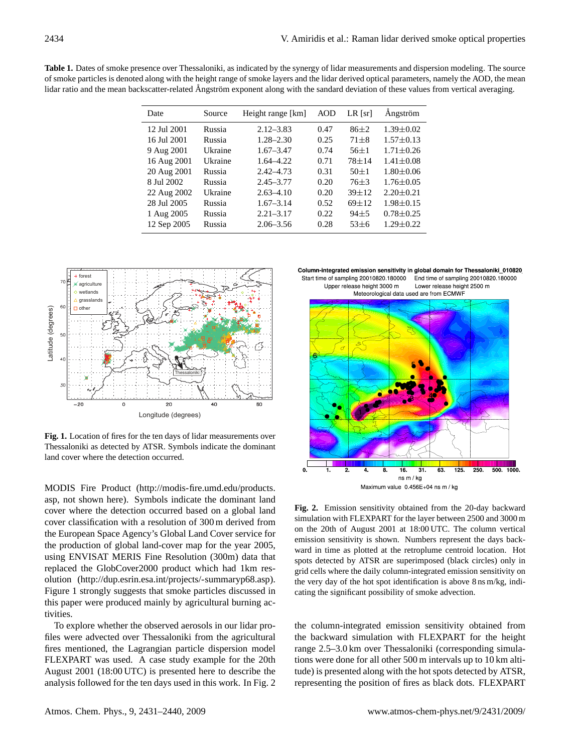**Table 1.** Dates of smoke presence over Thessaloniki, as indicated by the synergy of lidar measurements and dispersion modeling. The source of smoke particles is denoted along with the height range of smoke layers and the lidar derived optical parameters, namely the AOD, the mean lidar ratio and the mean backscatter-related Ångström exponent along with the sandard deviation of these values from vertical averaging.

| Date | Source | Height range [km] | AOD | LR [sr] | Ångström |
|---|---|---|---|---|---|
| 12 Jul 2001 | Russia | 2.12–3.83 | 0.47 | 86±2 | 1.39±0.02 |
| 16 Jul 2001 | Russia | 1.28–2.30 | 0.25 | 71±8 | 1.57±0.13 |
| 9 Aug 2001 | Ukraine | 1.67–3.47 | 0.74 | 56±1 | 1.71±0.26 |
| 16 Aug 2001 | Ukraine | 1.64–4.22 | 0.71 | 78±14 | 1.41±0.08 |
| 20 Aug 2001 | Russia | 2.42–4.73 | 0.31 | 50±1 | 1.80±0.06 |
| 8 Jul 2002 | Russia | 2.45–3.77 | 0.20 | 76±3 | 1.76±0.05 |
| 22 Aug 2002 | Ukraine | 2.63–4.10 | 0.20 | 39±12 | 2.20±0.21 |
| 28 Jul 2005 | Russia | 1.67–3.14 | 0.52 | 69±12 | 1.98±0.15 |
| 1 Aug 2005 | Russia | 2.21–3.17 | 0.22 | 94±5 | 0.78±0.25 |
| 12 Sep 2005 | Russia | 2.06–3.56 | 0.28 | 53±6 | 1.29±0.22 |

**Fig. 1.** Location of fires for the ten days of lidar measurements over Thessaloniki as detected by ATSR. Symbols indicate the dominant land cover where the detection occurred.

**Fig. 2.** Emission sensitivity obtained from the 20-day backward simulation with FLEXPART for the layer between 2500 and 3000 m on the 20th of August 2001 at 18:00 UTC. The column vertical emission sensitivity is shown. Numbers represent the days backward in time as plotted at the retroplume centroid location. Hot spots detected by ATSR are superimposed (black circles) only in grid cells where the daily column-integrated emission sensitivity on the very day of the hot spot identification is above 8 ns m/kg, indicating the significant possibility of smoke advection.

MODIS Fire Product (http://modis-fire.umd.edu/products.asp, not shown here). Symbols indicate the dominant land cover where the detection occurred based on a global land cover classification with a resolution of 300 m derived from the European Space Agency's Global Land Cover service for the production of global land-cover map for the year 2005, using ENVISAT MERIS Fine Resolution (300m) data that replaced the GlobCover2000 product which had 1km resolution (http://dup.esrin.esa.int/projects/-summaryp68.asp). Figure 1 strongly suggests that smoke particles discussed in this paper were produced mainly by agricultural burning activities.

To explore whether the observed aerosols in our lidar profiles were advected over Thessaloniki from the agricultural fires mentioned, the Lagrangian particle dispersion model FLEXPART was used. A case study example for the 20th August 2001 (18:00 UTC) is presented here to describe the analysis followed for the ten days used in this work. In Fig. 2 the column-integrated emission sensitivity obtained from the backward simulation with FLEXPART for the height range 2.5–3.0 km over Thessaloniki (corresponding simulations were done for all other 500 m intervals up to 10 km altitude) is presented along with the hot spots detected by ATSR, representing the position of fires as black dots. FLEXPART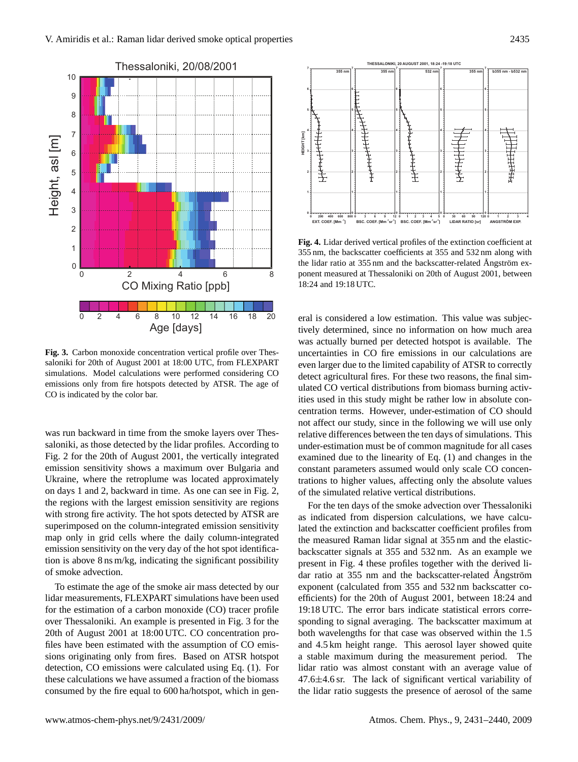**Fig. 3.** Carbon monoxide concentration vertical profile over Thessaloniki for 20th of August 2001 at 18:00 UTC, from FLEXPART simulations. Model calculations were performed considering CO emissions only from fire hotspots detected by ATSR. The age of CO is indicated by the color bar.

**Fig. 4.** Lidar derived vertical profiles of the extinction coefficient at 355 nm, the backscatter coefficients at 355 and 532 nm along with the lidar ratio at 355 nm and the backscatter-related Ångström exponent measured at Thessaloniki on 20th of August 2001, between 18:24 and 19:18 UTC.

was run backward in time from the smoke layers over Thessaloniki, as those detected by the lidar profiles. According to Fig. 2 for the 20th of August 2001, the vertically integrated emission sensitivity shows a maximum over Bulgaria and Ukraine, where the retroplume was located approximately on days 1 and 2, backward in time. As one can see in Fig. 2, the regions with the largest emission sensitivity are regions with strong fire activity. The hot spots detected by ATSR are superimposed on the column-integrated emission sensitivity map only in grid cells where the daily column-integrated emission sensitivity on the very day of the hot spot identification is above 8 ns m/kg, indicating the significant possibility of smoke advection.

To estimate the age of the smoke air mass detected by our lidar measurements, FLEXPART simulations have been used for the estimation of a carbon monoxide (CO) tracer profile over Thessaloniki. An example is presented in Fig. 3 for the 20th of August 2001 at 18:00 UTC. CO concentration profiles have been estimated with the assumption of CO emissions originating only from fires. Based on ATSR hotspot detection, CO emissions were calculated using Eq. (1). For these calculations we have assumed a fraction of the biomass consumed by the fire equal to 600 ha/hotspot, which in general is considered a low estimation. This value was subjectively determined, since no information on how much area was actually burned per detected hotspot is available. The uncertainties in CO fire emissions in our calculations are even larger due to the limited capability of ATSR to correctly detect agricultural fires. For these two reasons, the final simulated CO vertical distributions from biomass burning activities used in this study might be rather low in absolute concentration terms. However, under-estimation of CO should not affect our study, since in the following we will use only relative differences between the ten days of simulations. This under-estimation must be of common magnitude for all cases examined due to the linearity of Eq. (1) and changes in the constant parameters assumed would only scale CO concentrations to higher values, affecting only the absolute values of the simulated relative vertical distributions.

For the ten days of the smoke advection over Thessaloniki as indicated from dispersion calculations, we have calculated the extinction and backscatter coefficient profiles from the measured Raman lidar signal at 355 nm and the elastic-backscatter signals at 355 and 532 nm. As an example we present in Fig. 4 these profiles together with the derived lidar ratio at 355 nm and the backscatter-related Ångström exponent (calculated from 355 and 532 nm backscatter coefficients) for the 20th of August 2001, between 18:24 and 19:18 UTC. The error bars indicate statistical errors corresponding to signal averaging. The backscatter maximum at both wavelengths for that case was observed within the 1.5 and 4.5 km height range. This aerosol layer showed quite a stable maximum during the measurement period. The lidar ratio was almost constant with an average value of 47.6±4.6 sr. The lack of significant vertical variability of the lidar ratio suggests the presence of aerosol of the same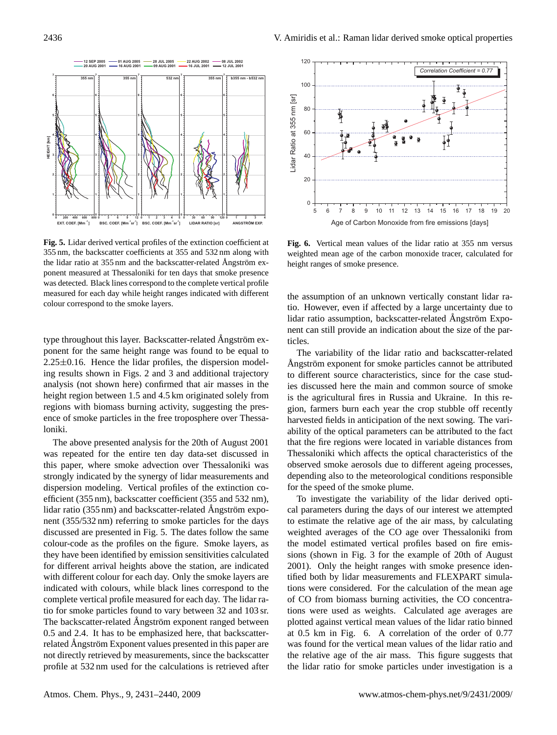**Fig. 5.** Lidar derived vertical profiles of the extinction coefficient at 355 nm, the backscatter coefficients at 355 and 532 nm along with the lidar ratio at 355 nm and the backscatter-related Ångström exponent measured at Thessaloniki for ten days that smoke presence was detected. Black lines correspond to the complete vertical profile measured for each day while height ranges indicated with different colour correspond to the smoke layers.

**Fig. 6.** Vertical mean values of the lidar ratio at 355 nm versus weighted mean age of the carbon monoxide tracer, calculated for height ranges of smoke presence.

type throughout this layer. Backscatter-related Ångström exponent for the same height range was found to be equal to 2.25±0.16. Hence the lidar profiles, the dispersion modeling results shown in Figs. 2 and 3 and additional trajectory analysis (not shown here) confirmed that air masses in the height region between 1.5 and 4.5 km originated solely from regions with biomass burning activity, suggesting the presence of smoke particles in the free troposphere over Thessaloniki.

The above presented analysis for the 20th of August 2001 was repeated for the entire ten day data-set discussed in this paper, where smoke advection over Thessaloniki was strongly indicated by the synergy of lidar measurements and dispersion modeling. Vertical profiles of the extinction coefficient (355 nm), backscatter coefficient (355 and 532 nm), lidar ratio (355 nm) and backscatter-related Ångström exponent (355/532 nm) referring to smoke particles for the days discussed are presented in Fig. 5. The dates follow the same colour-code as the profiles on the figure. Smoke layers, as they have been identified by emission sensitivities calculated for different arrival heights above the station, are indicated with different colour for each day. Only the smoke layers are indicated with colours, while black lines correspond to the complete vertical profile measured for each day. The lidar ratio for smoke particles found to vary between 32 and 103 sr. The backscatter-related Ångström exponent ranged between 0.5 and 2.4. It has to be emphasized here, that backscatter-related Ångström Exponent values presented in this paper are not directly retrieved by measurements, since the backscatter profile at 532 nm used for the calculations is retrieved after the assumption of an unknown vertically constant lidar ratio. However, even if affected by a large uncertainty due to lidar ratio assumption, backscatter-related Ångström Exponent can still provide an indication about the size of the particles.

The variability of the lidar ratio and backscatter-related Ångström exponent for smoke particles cannot be attributed to different source characteristics, since for the case studies discussed here the main and common source of smoke is the agricultural fires in Russia and Ukraine. In this region, farmers burn each year the crop stubble off recently harvested fields in anticipation of the next sowing. The variability of the optical parameters can be attributed to the fact that the fire regions were located in variable distances from Thessaloniki which affects the optical characteristics of the observed smoke aerosols due to different ageing processes, depending also to the meteorological conditions responsible for the speed of the smoke plume.

To investigate the variability of the lidar derived optical parameters during the days of our interest we attempted to estimate the relative age of the air mass, by calculating weighted averages of the CO age over Thessaloniki from the model estimated vertical profiles based on fire emissions (shown in Fig. 3 for the example of 20th of August 2001). Only the height ranges with smoke presence identified both by lidar measurements and FLEXPART simulations were considered. For the calculation of the mean age of CO from biomass burning activities, the CO concentrations were used as weights. Calculated age averages are plotted against vertical mean values of the lidar ratio binned at 0.5 km in Fig. 6. A correlation of the order of 0.77 was found for the vertical mean values of the lidar ratio and the relative age of the air mass. This figure suggests that the lidar ratio for smoke particles under investigation is a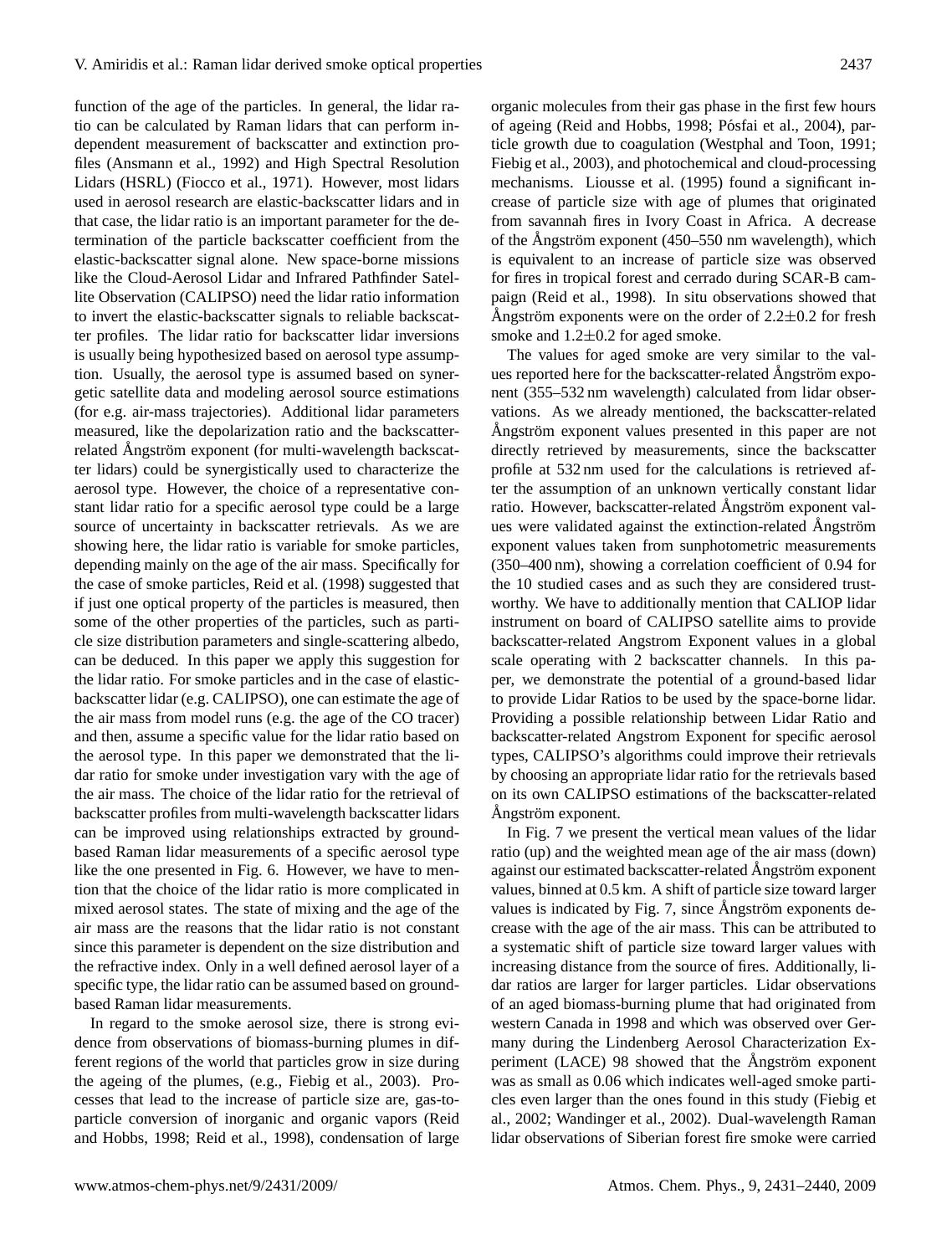function of the age of the particles. In general, the lidar ratio can be calculated by Raman lidars that can perform independent measurement of backscatter and extinction profiles (Ansmann et al., 1992) and High Spectral Resolution Lidars (HSRL) (Fiocco et al., 1971). However, most lidars used in aerosol research are elastic-backscatter lidars and in that case, the lidar ratio is an important parameter for the determination of the particle backscatter coefficient from the elastic-backscatter signal alone. New space-borne missions like the Cloud-Aerosol Lidar and Infrared Pathfinder Satellite Observation (CALIPSO) need the lidar ratio information to invert the elastic-backscatter signals to reliable backscatter profiles. The lidar ratio for backscatter lidar inversions is usually being hypothesized based on aerosol type assumption. Usually, the aerosol type is assumed based on synergetic satellite data and modeling aerosol source estimations (for e.g. air-mass trajectories). Additional lidar parameters measured, like the depolarization ratio and the backscatter-related Ångström exponent (for multi-wavelength backscatter lidars) could be synergistically used to characterize the aerosol type. However, the choice of a representative constant lidar ratio for a specific aerosol type could be a large source of uncertainty in backscatter retrievals. As we are showing here, the lidar ratio is variable for smoke particles, depending mainly on the age of the air mass. Specifically for the case of smoke particles, Reid et al. (1998) suggested that if just one optical property of the particles is measured, then some of the other properties of the particles, such as particle size distribution parameters and single-scattering albedo, can be deduced. In this paper we apply this suggestion for the lidar ratio. For smoke particles and in the case of elastic-backscatter lidar (e.g. CALIPSO), one can estimate the age of the air mass from model runs (e.g. the age of the CO tracer) and then, assume a specific value for the lidar ratio based on the aerosol type. In this paper we demonstrated that the lidar ratio for smoke under investigation vary with the age of the air mass. The choice of the lidar ratio for the retrieval of backscatter profiles from multi-wavelength backscatter lidars can be improved using relationships extracted by ground-based Raman lidar measurements of a specific aerosol type like the one presented in Fig. 6. However, we have to mention that the choice of the lidar ratio is more complicated in mixed aerosol states. The state of mixing and the age of the air mass are the reasons that the lidar ratio is not constant since this parameter is dependent on the size distribution and the refractive index. Only in a well defined aerosol layer of a specific type, the lidar ratio can be assumed based on ground-based Raman lidar measurements.

In regard to the smoke aerosol size, there is strong evidence from observations of biomass-burning plumes in different regions of the world that particles grow in size during the ageing of the plumes, (e.g., Fiebig et al., 2003). Processes that lead to the increase of particle size are, gas-to-particle conversion of inorganic and organic vapors (Reid and Hobbs, 1998; Reid et al., 1998), condensation of large organic molecules from their gas phase in the first few hours of ageing (Reid and Hobbs, 1998; Pósfai et al., 2004), particle growth due to coagulation (Westphal and Toon, 1991; Fiebig et al., 2003), and photochemical and cloud-processing mechanisms. Liousse et al. (1995) found a significant increase of particle size with age of plumes that originated from savannah fires in Ivory Coast in Africa. A decrease of the Ångström exponent (450–550 nm wavelength), which is equivalent to an increase of particle size was observed for fires in tropical forest and cerrado during SCAR-B campaign (Reid et al., 1998). In situ observations showed that Ångström exponents were on the order of $2.2 \pm 0.2$ for fresh smoke and $1.2 \pm 0.2$ for aged smoke.

The values for aged smoke are very similar to the values reported here for the backscatter-related Ångström exponent (355–532 nm wavelength) calculated from lidar observations. As we already mentioned, the backscatter-related Ångström exponent values presented in this paper are not directly retrieved by measurements, since the backscatter profile at 532 nm used for the calculations is retrieved after the assumption of an unknown vertically constant lidar ratio. However, backscatter-related Ångström exponent values were validated against the extinction-related Ångström exponent values taken from sunphotometric measurements (350–400 nm), showing a correlation coefficient of 0.94 for the 10 studied cases and as such they are considered trustworthy. We have to additionally mention that CALIOP lidar instrument on board of CALIPSO satellite aims to provide backscatter-related Angstrom Exponent values in a global scale operating with 2 backscatter channels. In this paper, we demonstrate the potential of a ground-based lidar to provide Lidar Ratios to be used by the space-borne lidar. Providing a possible relationship between Lidar Ratio and backscatter-related Angstrom Exponent for specific aerosol types, CALIPSO's algorithms could improve their retrievals by choosing an appropriate lidar ratio for the retrievals based on its own CALIPSO estimations of the backscatter-related Ångström exponent.

In Fig. 7 we present the vertical mean values of the lidar ratio (up) and the weighted mean age of the air mass (down) against our estimated backscatter-related Ångström exponent values, binned at 0.5 km. A shift of particle size toward larger values is indicated by Fig. 7, since Ångström exponents decrease with the age of the air mass. This can be attributed to a systematic shift of particle size toward larger values with increasing distance from the source of fires. Additionally, lidar ratios are larger for larger particles. Lidar observations of an aged biomass-burning plume that had originated from western Canada in 1998 and which was observed over Germany during the Lindenberg Aerosol Characterization Experiment (LACE) 98 showed that the Ångström exponent was as small as 0.06 which indicates well-aged smoke particles even larger than the ones found in this study (Fiebig et al., 2002; Wandinger et al., 2002). Dual-wavelength Raman lidar observations of Siberian forest fire smoke were carried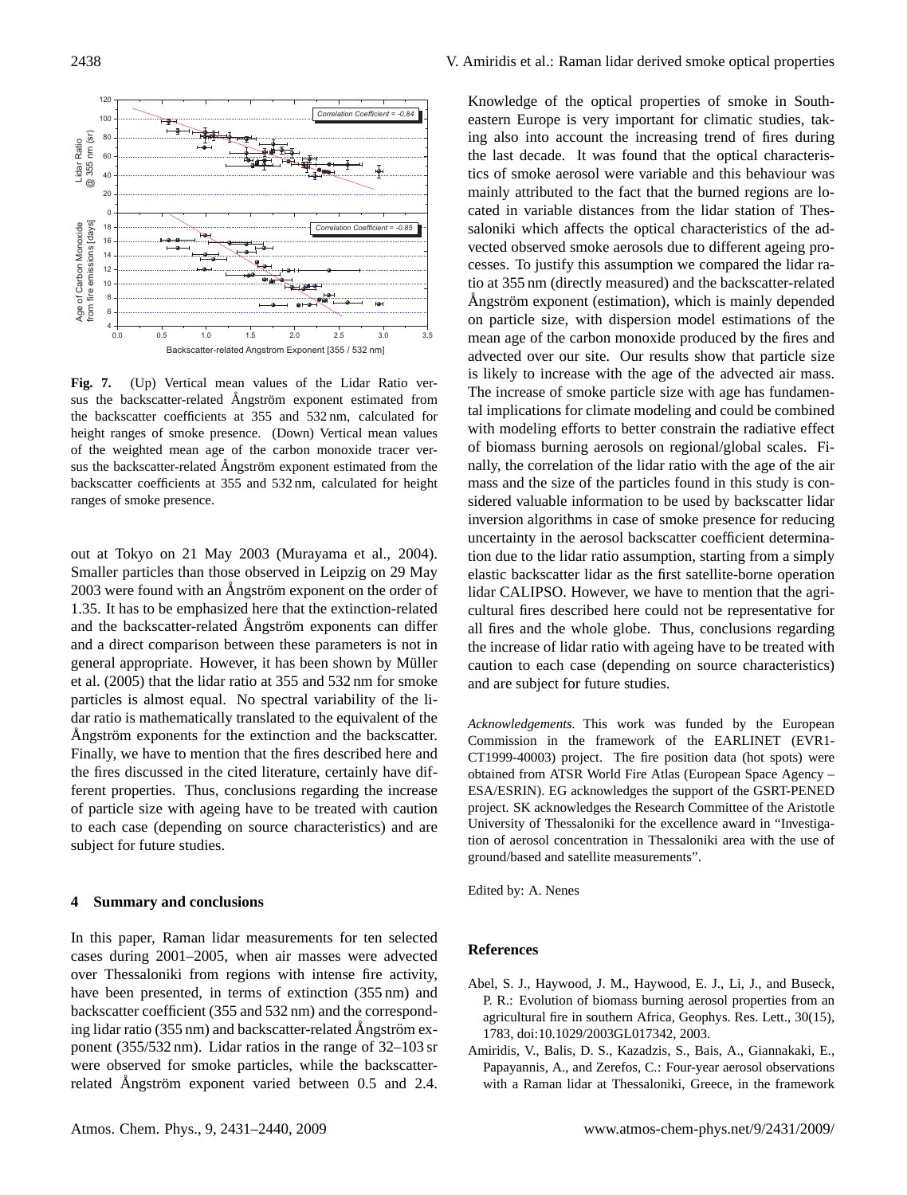120
100
80
60
40
20
0
Lidar Ratio @ 355 nm (sr)
Correlation Coefficient = -0.84

18
16
14
12
10
8
6
4
Age of Carbon Monoxide from fire emissions [days]
Correlation Coefficient = -0.85

0.0 0.5 1.0 1.5 2.0 2.5 3.0 3.5
Backscatter-related Angstrom Exponent [355 / 532 nm]

**Fig. 7.** (Up) Vertical mean values of the Lidar Ratio versus the backscatter-related Ångström exponent estimated from the backscatter coefficients at 355 and 532 nm, calculated for height ranges of smoke presence. (Down) Vertical mean values of the weighted mean age of the carbon monoxide tracer versus the backscatter-related Ångström exponent estimated from the backscatter coefficients at 355 and 532 nm, calculated for height ranges of smoke presence.

out at Tokyo on 21 May 2003 (Murayama et al., 2004). Smaller particles than those observed in Leipzig on 29 May 2003 were found with an Ångström exponent on the order of 1.35. It has to be emphasized here that the extinction-related and the backscatter-related Ångström exponents can differ and a direct comparison between these parameters is not in general appropriate. However, it has been shown by Müller et al. (2005) that the lidar ratio at 355 and 532 nm for smoke particles is almost equal. No spectral variability of the lidar ratio is mathematically translated to the equivalent of the Ångström exponents for the extinction and the backscatter. Finally, we have to mention that the fires described here and the fires discussed in the cited literature, certainly have different properties. Thus, conclusions regarding the increase of particle size with ageing have to be treated with caution to each case (depending on source characteristics) and are subject for future studies.

## 4 Summary and conclusions

In this paper, Raman lidar measurements for ten selected cases during 2001–2005, when air masses were advected over Thessaloniki from regions with intense fire activity, have been presented, in terms of extinction (355 nm) and backscatter coefficient (355 and 532 nm) and the corresponding lidar ratio (355 nm) and backscatter-related Ångström exponent (355/532 nm). Lidar ratios in the range of 32–103 sr were observed for smoke particles, while the backscatter-related Ångström exponent varied between 0.5 and 2.4. Knowledge of the optical properties of smoke in Southeastern Europe is very important for climatic studies, taking also into account the increasing trend of fires during the last decade. It was found that the optical characteristics of smoke aerosol were variable and this behaviour was mainly attributed to the fact that the burned regions are located in variable distances from the lidar station of Thessaloniki which affects the optical characteristics of the advected observed smoke aerosols due to different ageing processes. To justify this assumption we compared the lidar ratio at 355 nm (directly measured) and the backscatter-related Ångström exponent (estimation), which is mainly depended on particle size, with dispersion model estimations of the mean age of the carbon monoxide produced by the fires and advected over our site. Our results show that particle size is likely to increase with the age of the advected air mass. The increase of smoke particle size with age has fundamental implications for climate modeling and could be combined with modeling efforts to better constrain the radiative effect of biomass burning aerosols on regional/global scales. Finally, the correlation of the lidar ratio with the age of the air mass and the size of the particles found in this study is considered valuable information to be used by backscatter lidar inversion algorithms in case of smoke presence for reducing uncertainty in the aerosol backscatter coefficient determination due to the lidar ratio assumption, starting from a simply elastic backscatter lidar as the first satellite-borne operation lidar CALIPSO. However, we have to mention that the agricultural fires described here could not be representative for all fires and the whole globe. Thus, conclusions regarding the increase of lidar ratio with ageing have to be treated with caution to each case (depending on source characteristics) and are subject for future studies.

*Acknowledgements.* This work was funded by the European Commission in the framework of the EARLINET (EVR1-CT1999-40003) project. The fire position data (hot spots) were obtained from ATSR World Fire Atlas (European Space Agency – ESA/ESRIN). EG acknowledges the support of the GSRT-PENED project. SK acknowledges the Research Committee of the Aristotle University of Thessaloniki for the excellence award in "Investigation of aerosol concentration in Thessaloniki area with the use of ground/based and satellite measurements".

Edited by: A. Nenes

## References

Abel, S. J., Haywood, J. M., Haywood, E. J., Li, J., and Buseck, P. R.: Evolution of biomass burning aerosol properties from an agricultural fire in southern Africa, Geophys. Res. Lett., 30(15), 1783, doi:10.1029/2003GL017342, 2003.

Amiridis, V., Balis, D. S., Kazadzis, S., Bais, A., Giannakaki, E., Papayannis, A., and Zerefos, C.: Four-year aerosol observations with a Raman lidar at Thessaloniki, Greece, in the framework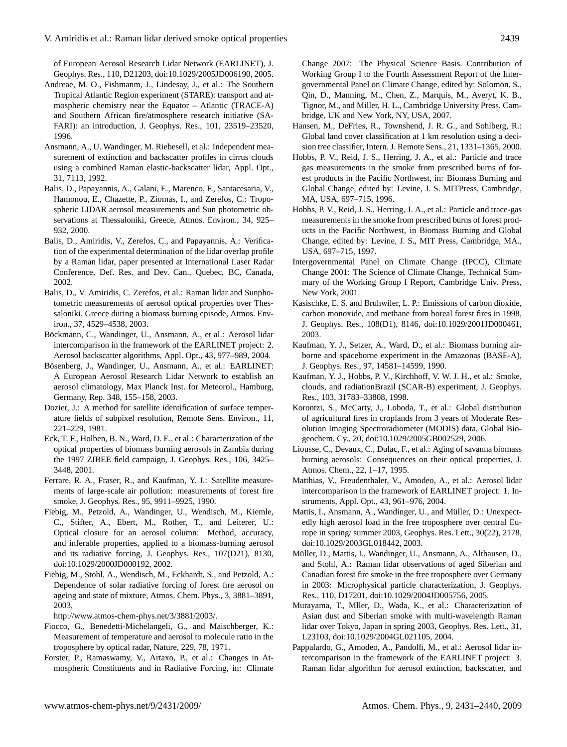of European Aerosol Research Lidar Network (EARLINET), J. Geophys. Res., 110, D21203, doi:10.1029/2005JD006190, 2005.

Andreae, M. O., Fishmanm, J., Lindesay, J., et al.: The Southern Tropical Atlantic Region experiment (STARE): transport and atmospheric chemistry near the Equator – Atlantic (TRACE-A) and Southern African fire/atmosphere research initiative (SAFARI): an introduction, J. Geophys. Res., 101, 23519–23520, 1996.

Ansmann, A., U. Wandinger, M. Riebesell, et al.: Independent measurement of extinction and backscatter profiles in cirrus clouds using a combined Raman elastic-backscatter lidar, Appl. Opt., 31, 7113, 1992.

Balis, D., Papayannis, A., Galani, E., Marenco, F., Santacesaria, V., Hamonou, E., Chazette, P., Ziomas, I., and Zerefos, C.: Tropospheric LIDAR aerosol measurements and Sun photometric observations at Thessaloniki, Greece, Atmos. Environ., 34, 925–932, 2000.

Balis, D., Amiridis, V., Zerefos, C., and Papayannis, A.: Verification of the experimental determination of the lidar overlap profile by a Raman lidar, paper presented at International Laser Radar Conference, Def. Res. and Dev. Can., Quebec, BC, Canada, 2002.

Balis, D., V. Amiridis, C. Zerefos, et al.: Raman lidar and Sunphotometric measurements of aerosol optical properties over Thessaloniki, Greece during a biomass burning episode, Atmos. Environ., 37, 4529–4538, 2003.

Böckmann, C., Wandinger, U., Ansmann, A., et al.: Aerosol lidar intercomparison in the framework of the EARLINET project: 2. Aerosol backscatter algorithms, Appl. Opt., 43, 977–989, 2004.

Bösenberg, J., Wandinger, U., Ansmann, A., et al.: EARLINET: A European Aerosol Research Lidar Network to establish an aerosol climatology, Max Planck Inst. for Meteorol., Hamburg, Germany, Rep. 348, 155–158, 2003.

Dozier, J.: A method for satellite identification of surface temperature fields of subpixel resolution, Remote Sens. Environ., 11, 221–229, 1981.

Eck, T. F., Holben, B. N., Ward, D. E., et al.: Characterization of the optical properties of biomass burning aerosols in Zambia during the 1997 ZIBEE field campaign, J. Geophys. Res., 106, 3425–3448, 2001.

Ferrare, R. A., Fraser, R., and Kaufman, Y. J.: Satellite measurements of large-scale air pollution: measurements of forest fire smoke, J. Geophys. Res., 95, 9911–9925, 1990.

Fiebig, M., Petzold, A., Wandinger, U., Wendisch, M., Kiemle, C., Stifter, A., Ebert, M., Rother, T., and Leiterer, U.: Optical closure for an aerosol column: Method, accuracy, and inferable properties, applied to a biomass-burning aerosol and its radiative forcing, J. Geophys. Res., 107(D21), 8130, doi:10.1029/2000JD000192, 2002.

Fiebig, M., Stohl, A., Wendisch, M., Eckhardt, S., and Petzold, A.: Dependence of solar radiative forcing of forest fire aerosol on ageing and state of mixture, Atmos. Chem. Phys., 3, 3881–3891, 2003, http://www.atmos-chem-phys.net/3/3881/2003/.

Fiocco, G., Benedetti-Michelangeli, G., and Maischberger, K.: Measurement of temperature and aerosol to molecule ratio in the troposphere by optical radar, Nature, 229, 78, 1971.

Forster, P., Ramaswamy, V., Artaxo, P., et al.: Changes in Atmospheric Constituents and in Radiative Forcing, in: Climate Change 2007: The Physical Science Basis. Contribution of Working Group I to the Fourth Assessment Report of the Intergovernmental Panel on Climate Change, edited by: Solomon, S., Qin, D., Manning, M., Chen, Z., Marquis, M., Averyt, K. B., Tignor, M., and Miller, H. L., Cambridge University Press, Cambridge, UK and New York, NY, USA, 2007.

Hansen, M., DeFries, R., Townshend, J. R. G., and Sohlberg, R.: Global land cover classification at 1 km resolution using a decision tree classifier, Intern. J. Remote Sens., 21, 1331–1365, 2000.

Hobbs, P. V., Reid, J. S., Herring, J. A., et al.: Particle and trace gas measurements in the smoke from prescribed burns of forest products in the Pacific Northwest, in: Biomass Burning and Global Change, edited by: Levine, J. S. MITPress, Cambridge, MA, USA, 697–715, 1996.

Hobbs, P. V., Reid, J. S., Herring, J. A., et al.: Particle and trace-gas measurements in the smoke from prescribed burns of forest products in the Pacific Northwest, in Biomass Burning and Global Change, edited by: Levine, J. S., MIT Press, Cambridge, MA., USA, 697–715, 1997.

Intergovernmental Panel on Climate Change (IPCC), Climate Change 2001: The Science of Climate Change, Technical Summary of the Working Group I Report, Cambridge Univ. Press, New York, 2001.

Kasischke, E. S. and Bruhwiler, L. P.: Emissions of carbon dioxide, carbon monoxide, and methane from boreal forest fires in 1998, J. Geophys. Res., 108(D1), 8146, doi:10.1029/2001JD000461, 2003.

Kaufman, Y. J., Setzer, A., Ward, D., et al.: Biomass burning airborne and spaceborne experiment in the Amazonas (BASE-A), J. Geophys. Res., 97, 14581–14599, 1990.

Kaufman, Y. J., Hobbs, P. V., Kirchhoff, V. W. J. H., et al.: Smoke, clouds, and radiationBrazil (SCAR-B) experiment, J. Geophys. Res., 103, 31783–33808, 1998.

Korontzi, S., McCarty, J., Loboda, T., et al.: Global distribution of agricultural fires in croplands from 3 years of Moderate Resolution Imaging Spectroradiometer (MODIS) data, Global Biogeochem. Cy., 20, doi:10.1029/2005GB002529, 2006.

Liousse, C., Devaux, C., Dulac, F., et al.: Aging of savanna biomass burning aerosols: Consequences on their optical properties, J. Atmos. Chem., 22, 1–17, 1995.

Matthias, V., Freudenthaler, V., Amodeo, A., et al.: Aerosol lidar intercomparison in the framework of EARLINET project: 1. Instruments, Appl. Opt., 43, 961–976, 2004.

Mattis, I., Ansmann, A., Wandinger, U., and Müller, D.: Unexpectedly high aerosol load in the free troposphere over central Europe in spring/ summer 2003, Geophys. Res. Lett., 30(22), 2178, doi:10.1029/2003GL018442, 2003.

Müller, D., Mattis, I., Wandinger, U., Ansmann, A., Althausen, D., and Stohl, A.: Raman lidar observations of aged Siberian and Canadian forest fire smoke in the free troposphere over Germany in 2003: Microphysical particle characterization, J. Geophys. Res., 110, D17201, doi:10.1029/2004JD005756, 2005.

Murayama, T., Mller, D., Wada, K., et al.: Characterization of Asian dust and Siberian smoke with multi-wavelength Raman lidar over Tokyo, Japan in spring 2003, Geophys. Res. Lett., 31, L23103, doi:10.1029/2004GL021105, 2004.

Pappalardo, G., Amodeo, A., Pandolfi, M., et al.: Aerosol lidar intercomparison in the framework of the EARLINET project: 3. Raman lidar algorithm for aerosol extinction, backscatter, and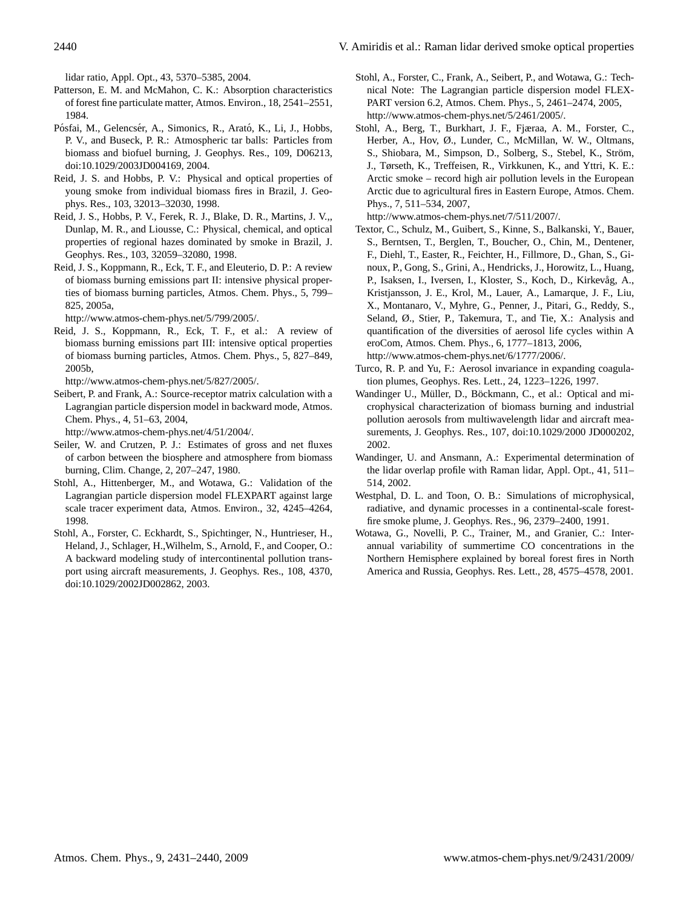lidar ratio, Appl. Opt., 43, 5370–5385, 2004.

Patterson, E. M. and McMahon, C. K.: Absorption characteristics of forest fine particulate matter, Atmos. Environ., 18, 2541–2551, 1984.

Pósfai, M., Gelencsér, A., Simonics, R., Arató, K., Li, J., Hobbs, P. V., and Buseck, P. R.: Atmospheric tar balls: Particles from biomass and biofuel burning, J. Geophys. Res., 109, D06213, doi:10.1029/2003JD004169, 2004.

Reid, J. S. and Hobbs, P. V.: Physical and optical properties of young smoke from individual biomass fires in Brazil, J. Geophys. Res., 103, 32013–32030, 1998.

Reid, J. S., Hobbs, P. V., Ferek, R. J., Blake, D. R., Martins, J. V.,, Dunlap, M. R., and Liousse, C.: Physical, chemical, and optical properties of regional hazes dominated by smoke in Brazil, J. Geophys. Res., 103, 32059–32080, 1998.

Reid, J. S., Koppmann, R., Eck, T. F., and Eleuterio, D. P.: A review of biomass burning emissions part II: intensive physical properties of biomass burning particles, Atmos. Chem. Phys., 5, 799–825, 2005a, http://www.atmos-chem-phys.net/5/799/2005/.

Reid, J. S., Koppmann, R., Eck, T. F., et al.: A review of biomass burning emissions part III: intensive optical properties of biomass burning particles, Atmos. Chem. Phys., 5, 827–849, 2005b, http://www.atmos-chem-phys.net/5/827/2005/.

Seibert, P. and Frank, A.: Source-receptor matrix calculation with a Lagrangian particle dispersion model in backward mode, Atmos. Chem. Phys., 4, 51–63, 2004, http://www.atmos-chem-phys.net/4/51/2004/.

Seiler, W. and Crutzen, P. J.: Estimates of gross and net fluxes of carbon between the biosphere and atmosphere from biomass burning, Clim. Change, 2, 207–247, 1980.

Stohl, A., Hittenberger, M., and Wotawa, G.: Validation of the Lagrangian particle dispersion model FLEXPART against large scale tracer experiment data, Atmos. Environ., 32, 4245–4264, 1998.

Stohl, A., Forster, C. Eckhardt, S., Spichtinger, N., Huntrieser, H., Heland, J., Schlager, H.,Wilhelm, S., Arnold, F., and Cooper, O.: A backward modeling study of intercontinental pollution transport using aircraft measurements, J. Geophys. Res., 108, 4370, doi:10.1029/2002JD002862, 2003.

Stohl, A., Forster, C., Frank, A., Seibert, P., and Wotawa, G.: Technical Note: The Lagrangian particle dispersion model FLEXPART version 6.2, Atmos. Chem. Phys., 5, 2461–2474, 2005, http://www.atmos-chem-phys.net/5/2461/2005/.

Stohl, A., Berg, T., Burkhart, J. F., Fjæraa, A. M., Forster, C., Herber, A., Hov, Ø., Lunder, C., McMillan, W. W., Oltmans, S., Shiobara, M., Simpson, D., Solberg, S., Stebel, K., Ström, J., Tørseth, K., Treffeisen, R., Virkkunen, K., and Yttri, K. E.: Arctic smoke – record high air pollution levels in the European Arctic due to agricultural fires in Eastern Europe, Atmos. Chem. Phys., 7, 511–534, 2007, http://www.atmos-chem-phys.net/7/511/2007/.

Textor, C., Schulz, M., Guibert, S., Kinne, S., Balkanski, Y., Bauer, S., Berntsen, T., Berglen, T., Boucher, O., Chin, M., Dentener, F., Diehl, T., Easter, R., Feichter, H., Fillmore, D., Ghan, S., Ginoux, P., Gong, S., Grini, A., Hendricks, J., Horowitz, L., Huang, P., Isaksen, I., Iversen, I., Kloster, S., Koch, D., Kirkevåg, A., Kristjansson, J. E., Krol, M., Lauer, A., Lamarque, J. F., Liu, X., Montanaro, V., Myhre, G., Penner, J., Pitari, G., Reddy, S., Seland, Ø., Stier, P., Takemura, T., and Tie, X.: Analysis and quantification of the diversities of aerosol life cycles within A eroCom, Atmos. Chem. Phys., 6, 1777–1813, 2006, http://www.atmos-chem-phys.net/6/1777/2006/.

Turco, R. P. and Yu, F.: Aerosol invariance in expanding coagulation plumes, Geophys. Res. Lett., 24, 1223–1226, 1997.

Wandinger U., Müller, D., Böckmann, C., et al.: Optical and microphysical characterization of biomass burning and industrial pollution aerosols from multiwavelength lidar and aircraft measurements, J. Geophys. Res., 107, doi:10.1029/2000 JD000202, 2002.

Wandinger, U. and Ansmann, A.: Experimental determination of the lidar overlap profile with Raman lidar, Appl. Opt., 41, 511–514, 2002.

Westphal, D. L. and Toon, O. B.: Simulations of microphysical, radiative, and dynamic processes in a continental-scale forest-fire smoke plume, J. Geophys. Res., 96, 2379–2400, 1991.

Wotawa, G., Novelli, P. C., Trainer, M., and Granier, C.: Interannual variability of summertime CO concentrations in the Northern Hemisphere explained by boreal forest fires in North America and Russia, Geophys. Res. Lett., 28, 4575–4578, 2001.